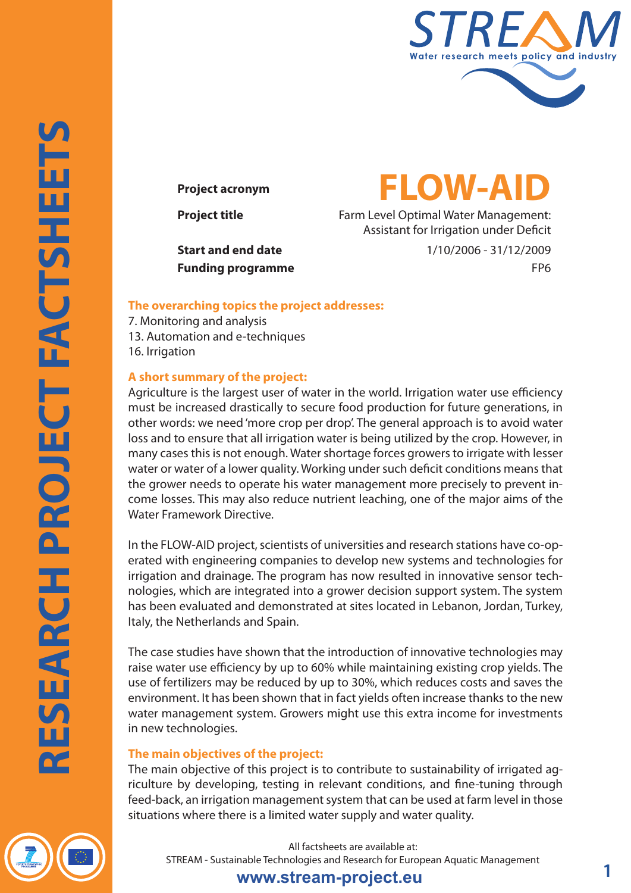# RESEARCH PROJECT FACTSHEETS

**STREAM** — Water research meets policy and industry

| | |
|---|---|
| **Project acronym** | **FLOW-AID** |
| **Project title** | Farm Level Optimal Water Management: Assistant for Irrigation under Deficit |
| **Start and end date** | 1/10/2006 - 31/12/2009 |
| **Funding programme** | FP6 |

## The overarching topics the project addresses:

7. Monitoring and analysis
13. Automation and e-techniques
16. Irrigation

## A short summary of the project:

Agriculture is the largest user of water in the world. Irrigation water use efficiency must be increased drastically to secure food production for future generations, in other words: we need 'more crop per drop'. The general approach is to avoid water loss and to ensure that all irrigation water is being utilized by the crop. However, in many cases this is not enough. Water shortage forces growers to irrigate with lesser water or water of a lower quality. Working under such deficit conditions means that the grower needs to operate his water management more precisely to prevent income losses. This may also reduce nutrient leaching, one of the major aims of the Water Framework Directive.

In the FLOW-AID project, scientists of universities and research stations have co-operated with engineering companies to develop new systems and technologies for irrigation and drainage. The program has now resulted in innovative sensor technologies, which are integrated into a grower decision support system. The system has been evaluated and demonstrated at sites located in Lebanon, Jordan, Turkey, Italy, the Netherlands and Spain.

The case studies have shown that the introduction of innovative technologies may raise water use efficiency by up to 60% while maintaining existing crop yields. The use of fertilizers may be reduced by up to 30%, which reduces costs and saves the environment. It has been shown that in fact yields often increase thanks to the new water management system. Growers might use this extra income for investments in new technologies.

## The main objectives of the project:

The main objective of this project is to contribute to sustainability of irrigated agriculture by developing, testing in relevant conditions, and fine-tuning through feed-back, an irrigation management system that can be used at farm level in those situations where there is a limited water supply and water quality.

All factsheets are available at:
STREAM - Sustainable Technologies and Research for European Aquatic Management
**www.stream-project.eu**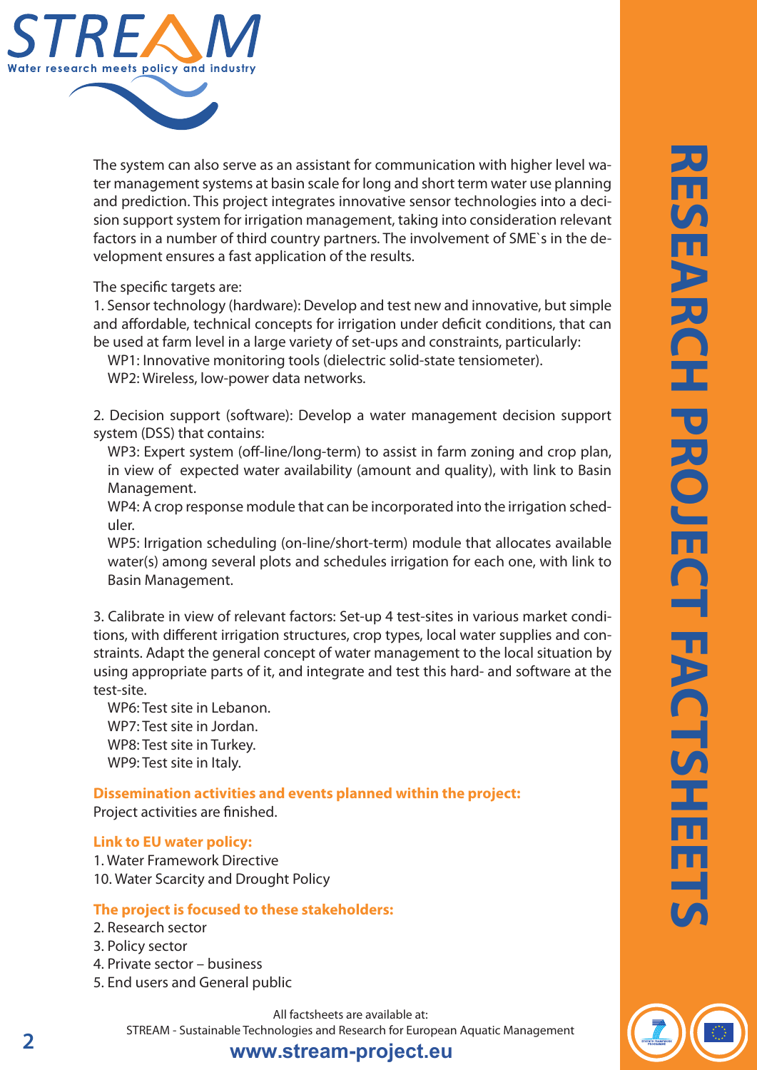The system can also serve as an assistant for communication with higher level water management systems at basin scale for long and short term water use planning and prediction. This project integrates innovative sensor technologies into a decision support system for irrigation management, taking into consideration relevant factors in a number of third country partners. The involvement of SME`s in the development ensures a fast application of the results.

The specific targets are:

1. Sensor technology (hardware): Develop and test new and innovative, but simple and affordable, technical concepts for irrigation under deficit conditions, that can be used at farm level in a large variety of set-ups and constraints, particularly:
   - WP1: Innovative monitoring tools (dielectric solid-state tensiometer).
   - WP2: Wireless, low-power data networks.

2. Decision support (software): Develop a water management decision support system (DSS) that contains:
   - WP3: Expert system (off-line/long-term) to assist in farm zoning and crop plan, in view of expected water availability (amount and quality), with link to Basin Management.
   - WP4: A crop response module that can be incorporated into the irrigation scheduler.
   - WP5: Irrigation scheduling (on-line/short-term) module that allocates available water(s) among several plots and schedules irrigation for each one, with link to Basin Management.

3. Calibrate in view of relevant factors: Set-up 4 test-sites in various market conditions, with different irrigation structures, crop types, local water supplies and constraints. Adapt the general concept of water management to the local situation by using appropriate parts of it, and integrate and test this hard- and software at the test-site.
   - WP6: Test site in Lebanon.
   - WP7: Test site in Jordan.
   - WP8: Test site in Turkey.
   - WP9: Test site in Italy.

**Dissemination activities and events planned within the project:**

Project activities are finished.

**Link to EU water policy:**

1. Water Framework Directive
10. Water Scarcity and Drought Policy

**The project is focused to these stakeholders:**

2. Research sector
3. Policy sector
4. Private sector – business
5. End users and General public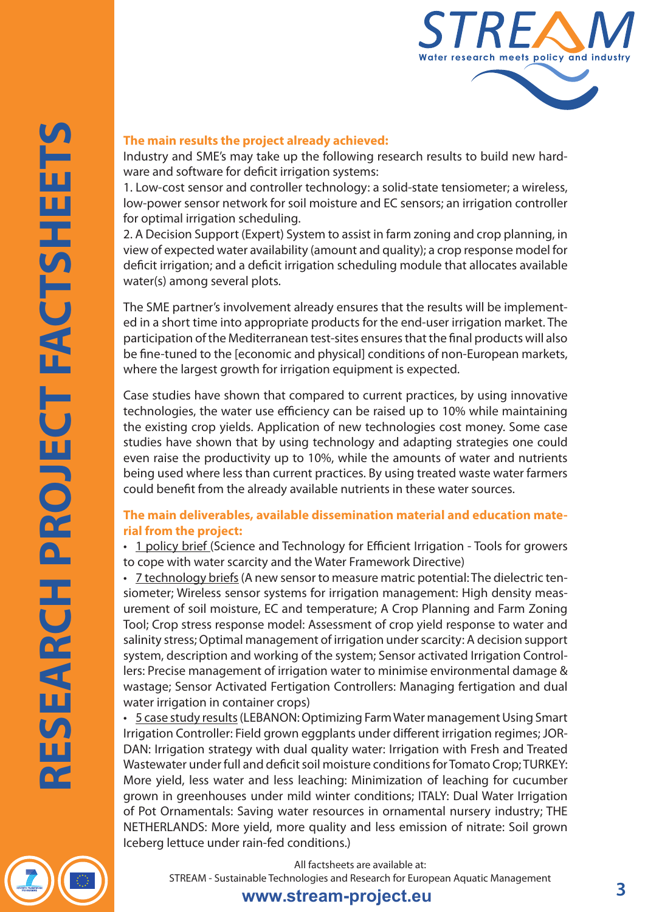### The main results the project already achieved:

Industry and SME's may take up the following research results to build new hardware and software for deficit irrigation systems:

1. Low-cost sensor and controller technology: a solid-state tensiometer; a wireless, low-power sensor network for soil moisture and EC sensors; an irrigation controller for optimal irrigation scheduling.
2. A Decision Support (Expert) System to assist in farm zoning and crop planning, in view of expected water availability (amount and quality); a crop response model for deficit irrigation; and a deficit irrigation scheduling module that allocates available water(s) among several plots.

The SME partner's involvement already ensures that the results will be implemented in a short time into appropriate products for the end-user irrigation market. The participation of the Mediterranean test-sites ensures that the final products will also be fine-tuned to the [economic and physical] conditions of non-European markets, where the largest growth for irrigation equipment is expected.

Case studies have shown that compared to current practices, by using innovative technologies, the water use efficiency can be raised up to 10% while maintaining the existing crop yields. Application of new technologies cost money. Some case studies have shown that by using technology and adapting strategies one could even raise the productivity up to 10%, while the amounts of water and nutrients being used where less than current practices. By using treated waste water farmers could benefit from the already available nutrients in these water sources.

### The main deliverables, available dissemination material and education material from the project:

- 1 policy brief (Science and Technology for Efficient Irrigation - Tools for growers to cope with water scarcity and the Water Framework Directive)
- 7 technology briefs (A new sensor to measure matric potential: The dielectric tensiometer; Wireless sensor systems for irrigation management: High density measurement of soil moisture, EC and temperature; A Crop Planning and Farm Zoning Tool; Crop stress response model: Assessment of crop yield response to water and salinity stress; Optimal management of irrigation under scarcity: A decision support system, description and working of the system; Sensor activated Irrigation Controllers: Precise management of irrigation water to minimise environmental damage & wastage; Sensor Activated Fertigation Controllers: Managing fertigation and dual water irrigation in container crops)
- 5 case study results (LEBANON: Optimizing Farm Water management Using Smart Irrigation Controller: Field grown eggplants under different irrigation regimes; JORDAN: Irrigation strategy with dual quality water: Irrigation with Fresh and Treated Wastewater under full and deficit soil moisture conditions for Tomato Crop; TURKEY: More yield, less water and less leaching: Minimization of leaching for cucumber grown in greenhouses under mild winter conditions; ITALY: Dual Water Irrigation of Pot Ornamentals: Saving water resources in ornamental nursery industry; THE NETHERLANDS: More yield, more quality and less emission of nitrate: Soil grown Iceberg lettuce under rain-fed conditions.)

All factsheets are available at:
STREAM - Sustainable Technologies and Research for European Aquatic Management
**www.stream-project.eu**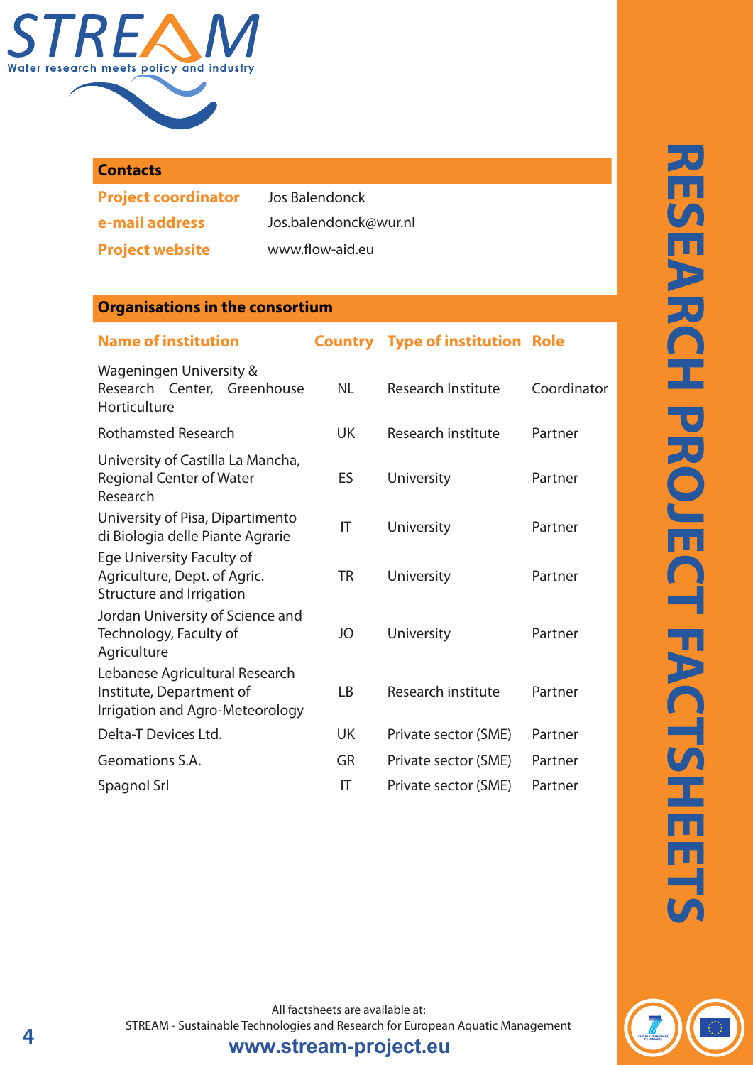STREAM

Water research meets policy and industry

## Contacts

| | |
|---|---|
| **Project coordinator** | Jos Balendonck |
| **e-mail address** | Jos.balendonck@wur.nl |
| **Project website** | www.flow-aid.eu |

## Organisations in the consortium

| Name of institution | Country | Type of institution | Role |
|---|---|---|---|
| Wageningen University & Research Center, Greenhouse Horticulture | NL | Research Institute | Coordinator |
| Rothamsted Research | UK | Research institute | Partner |
| University of Castilla La Mancha, Regional Center of Water Research | ES | University | Partner |
| University of Pisa, Dipartimento di Biologia delle Piante Agrarie | IT | University | Partner |
| Ege University Faculty of Agriculture, Dept. of Agric. Structure and Irrigation | TR | University | Partner |
| Jordan University of Science and Technology, Faculty of Agriculture | JO | University | Partner |
| Lebanese Agricultural Research Institute, Department of Irrigation and Agro-Meteorology | LB | Research institute | Partner |
| Delta-T Devices Ltd. | UK | Private sector (SME) | Partner |
| Geomations S.A. | GR | Private sector (SME) | Partner |
| Spagnol Srl | IT | Private sector (SME) | Partner |

RESEARCH PROJECT FACTSHEETS

All factsheets are available at:
STREAM - Sustainable Technologies and Research for European Aquatic Management
www.stream-project.eu